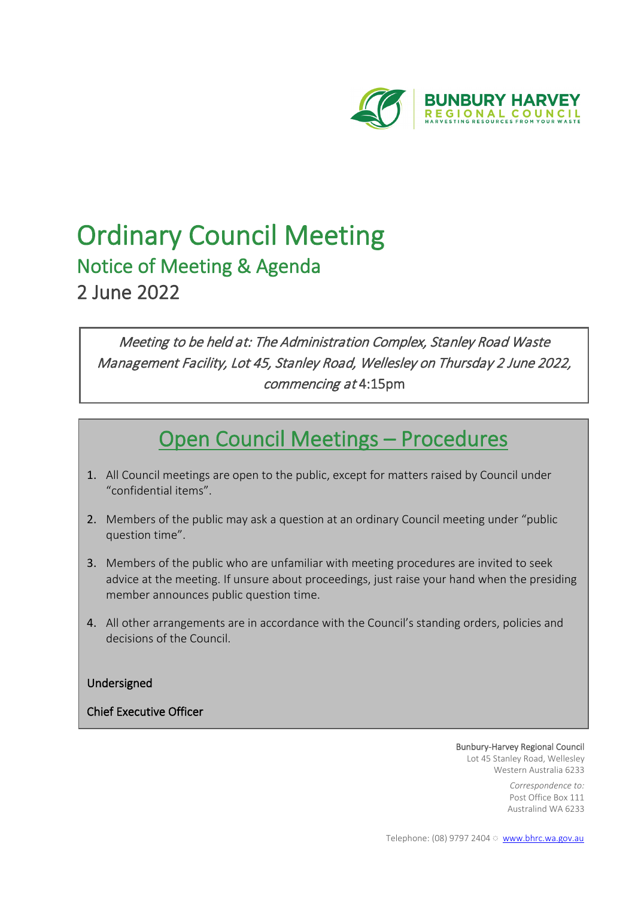BUNBURY HARVEY
REGIONAL COUNCIL
HARVESTING RESOURCES FROM YOUR WASTE

# Ordinary Council Meeting

## Notice of Meeting & Agenda

2 June 2022

*Meeting to be held at: The Administration Complex, Stanley Road Waste Management Facility, Lot 45, Stanley Road, Wellesley on Thursday 2 June 2022, commencing at* 4:15pm

## Open Council Meetings – Procedures

1. All Council meetings are open to the public, except for matters raised by Council under "confidential items".
2. Members of the public may ask a question at an ordinary Council meeting under "public question time".
3. Members of the public who are unfamiliar with meeting procedures are invited to seek advice at the meeting. If unsure about proceedings, just raise your hand when the presiding member announces public question time.
4. All other arrangements are in accordance with the Council's standing orders, policies and decisions of the Council.

Undersigned

Chief Executive Officer

Bunbury-Harvey Regional Council
Lot 45 Stanley Road, Wellesley
Western Australia 6233

*Correspondence to:*
Post Office Box 111
Australind WA 6233

Telephone: (08) 9797 2404 ☼ www.bhrc.wa.gov.au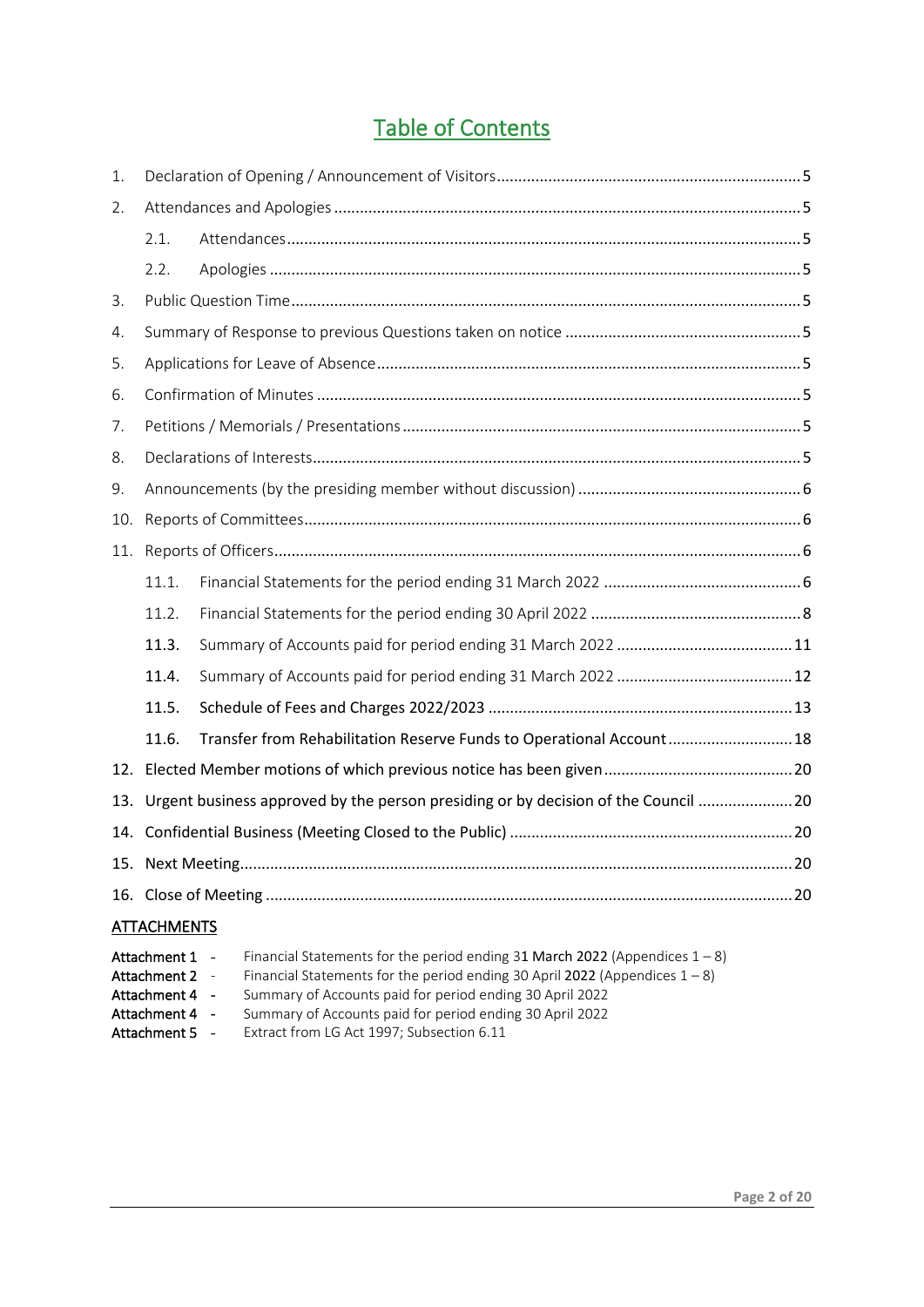# Table of Contents

| | | |
|---|---|---|
| 1. | Declaration of Opening / Announcement of Visitors | 5 |
| 2. | Attendances and Apologies | 5 |
| | 2.1. Attendances | 5 |
| | 2.2. Apologies | 5 |
| 3. | Public Question Time | 5 |
| 4. | Summary of Response to previous Questions taken on notice | 5 |
| 5. | Applications for Leave of Absence | 5 |
| 6. | Confirmation of Minutes | 5 |
| 7. | Petitions / Memorials / Presentations | 5 |
| 8. | Declarations of Interests | 5 |
| 9. | Announcements (by the presiding member without discussion) | 6 |
| 10. | Reports of Committees | 6 |
| 11. | Reports of Officers | 6 |
| | 11.1. Financial Statements for the period ending 31 March 2022 | 6 |
| | 11.2. Financial Statements for the period ending 30 April 2022 | 8 |
| | **11.3.** Summary of Accounts paid for period ending 31 March 2022 | 11 |
| | **11.4.** Summary of Accounts paid for period ending 31 March 2022 | 12 |
| | **11.5.** Schedule of Fees and Charges 2022/2023 | 13 |
| | **11.6.** Transfer from Rehabilitation Reserve Funds to Operational Account | 18 |
| 12. | Elected Member motions of which previous notice has been given | 20 |
| 13. | Urgent business approved by the person presiding or by decision of the Council | 20 |
| 14. | Confidential Business (Meeting Closed to the Public) | 20 |
| 15. | Next Meeting | 20 |
| 16. | Close of Meeting | 20 |

## ATTACHMENTS

- **Attachment 1** - Financial Statements for the period ending 31 **March 2022** (Appendices 1 – 8)
- **Attachment 2** - Financial Statements for the period ending 30 April **2022** (Appendices 1 – 8)
- **Attachment 4** - Summary of Accounts paid for period ending 30 April 2022
- **Attachment 4** - Summary of Accounts paid for period ending 30 April 2022
- **Attachment 5** - Extract from LG Act 1997; Subsection 6.11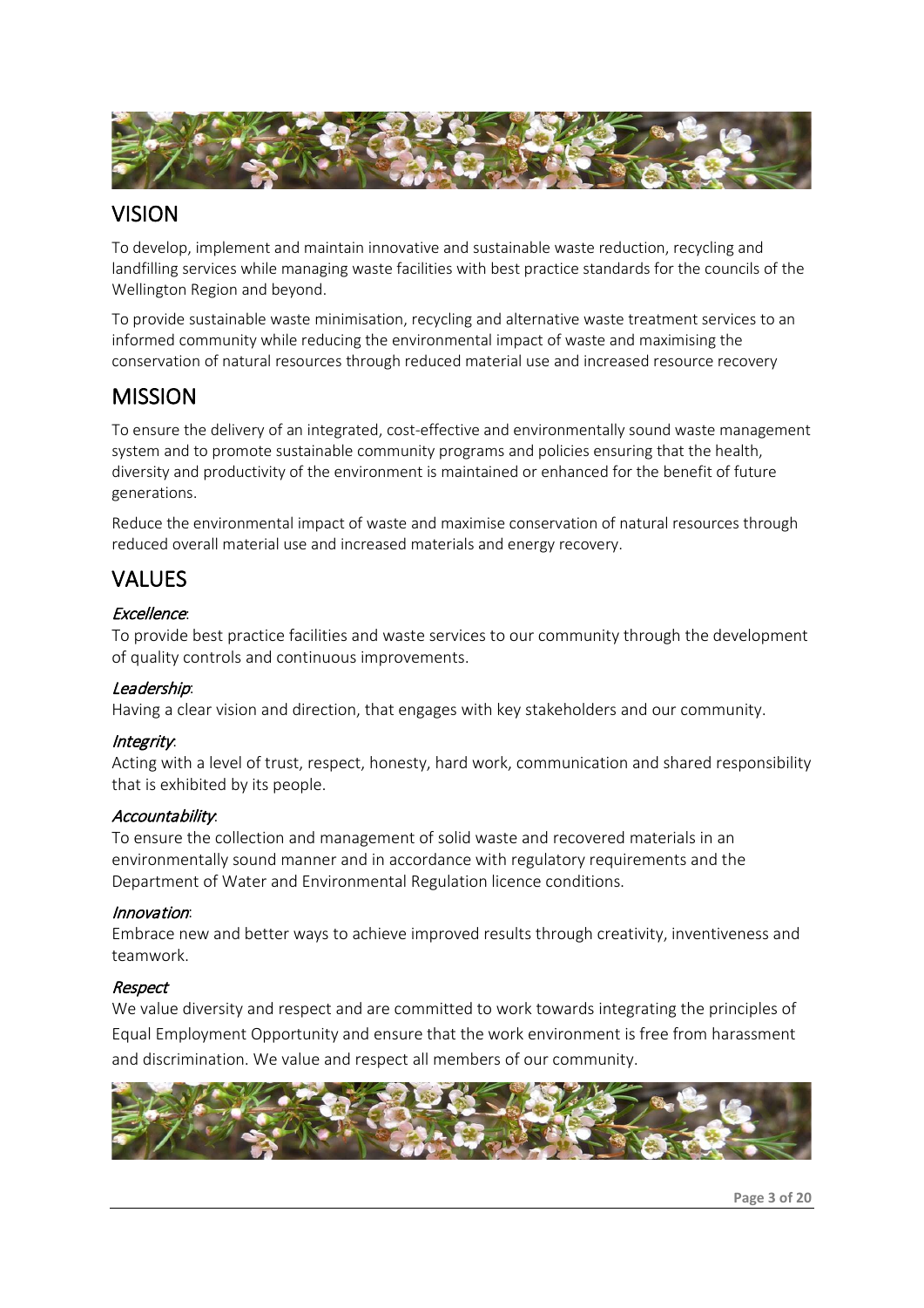## VISION

To develop, implement and maintain innovative and sustainable waste reduction, recycling and landfilling services while managing waste facilities with best practice standards for the councils of the Wellington Region and beyond.

To provide sustainable waste minimisation, recycling and alternative waste treatment services to an informed community while reducing the environmental impact of waste and maximising the conservation of natural resources through reduced material use and increased resource recovery

## MISSION

To ensure the delivery of an integrated, cost-effective and environmentally sound waste management system and to promote sustainable community programs and policies ensuring that the health, diversity and productivity of the environment is maintained or enhanced for the benefit of future generations.

Reduce the environmental impact of waste and maximise conservation of natural resources through reduced overall material use and increased materials and energy recovery.

## VALUES

*Excellence*:
To provide best practice facilities and waste services to our community through the development of quality controls and continuous improvements.

*Leadership*:
Having a clear vision and direction, that engages with key stakeholders and our community.

*Integrity*:
Acting with a level of trust, respect, honesty, hard work, communication and shared responsibility that is exhibited by its people.

*Accountability*:
To ensure the collection and management of solid waste and recovered materials in an environmentally sound manner and in accordance with regulatory requirements and the Department of Water and Environmental Regulation licence conditions.

*Innovation*:
Embrace new and better ways to achieve improved results through creativity, inventiveness and teamwork.

*Respect*
We value diversity and respect and are committed to work towards integrating the principles of Equal Employment Opportunity and ensure that the work environment is free from harassment and discrimination. We value and respect all members of our community.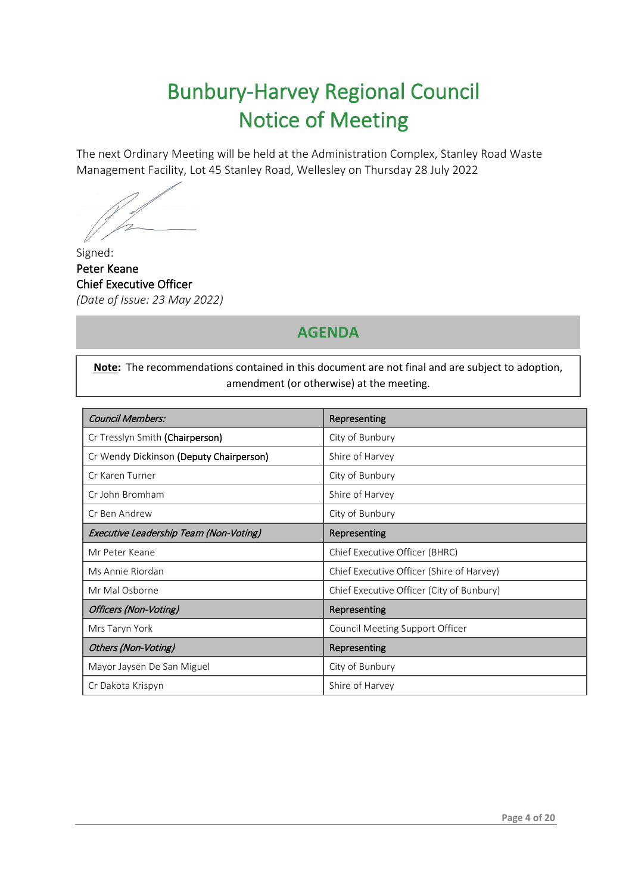# Bunbury-Harvey Regional Council
# Notice of Meeting

The next Ordinary Meeting will be held at the Administration Complex, Stanley Road Waste Management Facility, Lot 45 Stanley Road, Wellesley on Thursday 28 July 2022

Signed:
**Peter Keane**
**Chief Executive Officer**
*(Date of Issue: 23 May 2022)*

## AGENDA

**Note:** The recommendations contained in this document are not final and are subject to adoption, amendment (or otherwise) at the meeting.

| *Council Members:* | Representing |
|---|---|
| Cr Tresslyn Smith **(Chairperson)** | City of Bunbury |
| Cr Wendy Dickinson **(Deputy Chairperson)** | Shire of Harvey |
| Cr Karen Turner | City of Bunbury |
| Cr John Bromham | Shire of Harvey |
| Cr Ben Andrew | City of Bunbury |
| *Executive Leadership Team (Non-Voting)* | Representing |
| Mr Peter Keane | Chief Executive Officer (BHRC) |
| Ms Annie Riordan | Chief Executive Officer (Shire of Harvey) |
| Mr Mal Osborne | Chief Executive Officer (City of Bunbury) |
| *Officers (Non-Voting)* | Representing |
| Mrs Taryn York | Council Meeting Support Officer |
| *Others (Non-Voting)* | Representing |
| Mayor Jaysen De San Miguel | City of Bunbury |
| Cr Dakota Krispyn | Shire of Harvey |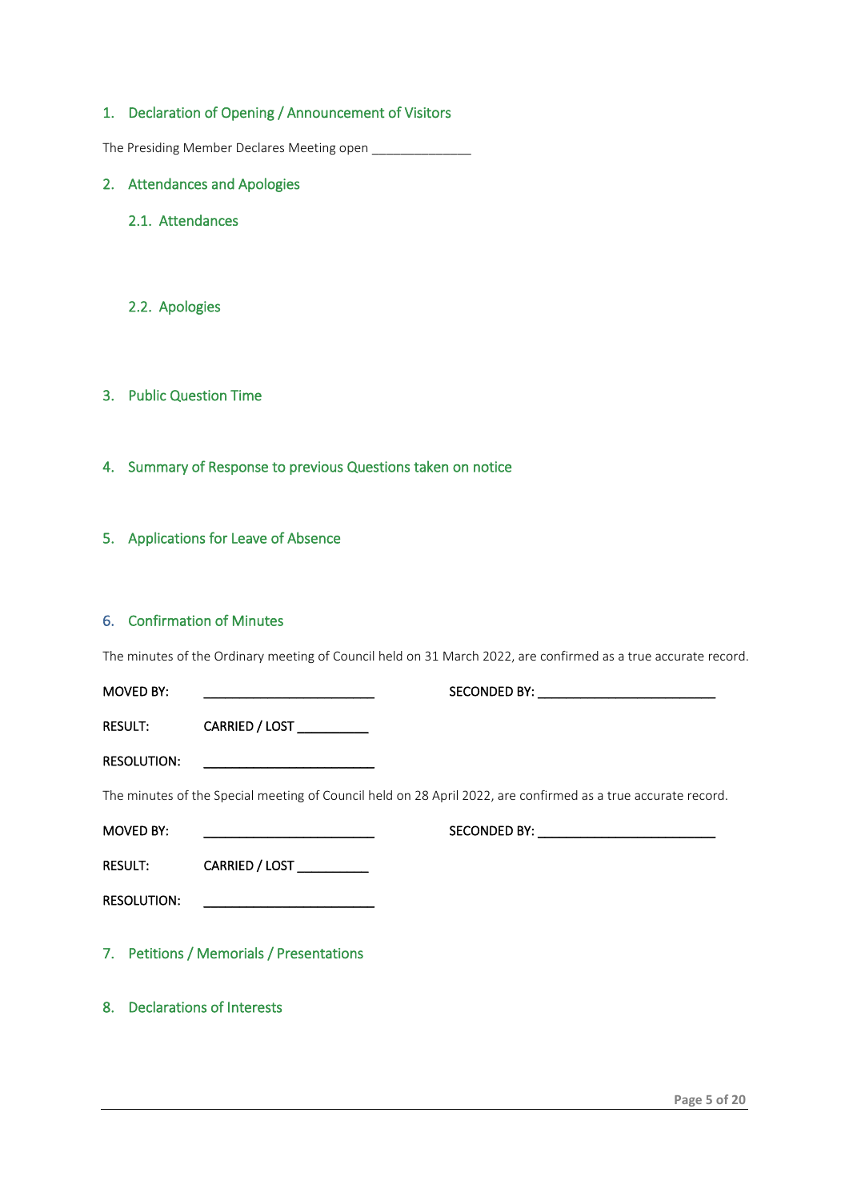## 1. Declaration of Opening / Announcement of Visitors

The Presiding Member Declares Meeting open ______________

## 2. Attendances and Apologies

### 2.1. Attendances

### 2.2. Apologies

## 3. Public Question Time

## 4. Summary of Response to previous Questions taken on notice

## 5. Applications for Leave of Absence

## 6. Confirmation of Minutes

The minutes of the Ordinary meeting of Council held on 31 March 2022, are confirmed as a true accurate record.

MOVED BY: ________________________ SECONDED BY: _________________________

RESULT: CARRIED / LOST __________

RESOLUTION: ________________________

The minutes of the Special meeting of Council held on 28 April 2022, are confirmed as a true accurate record.

MOVED BY: ________________________ SECONDED BY: _________________________

RESULT: CARRIED / LOST __________

RESOLUTION: ________________________

## 7. Petitions / Memorials / Presentations

## 8. Declarations of Interests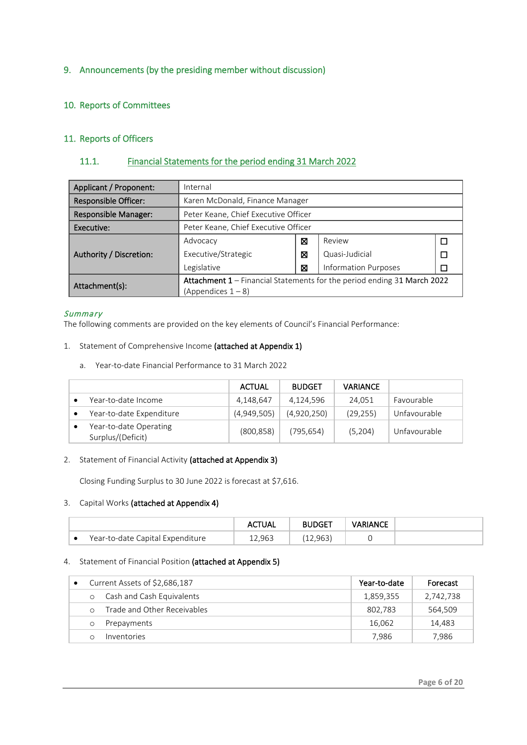## 9. Announcements (by the presiding member without discussion)

## 10. Reports of Committees

## 11. Reports of Officers

### 11.1. Financial Statements for the period ending 31 March 2022

| | | | | |
|---|---|---|---|---|
| **Applicant / Proponent:** | Internal | | | |
| **Responsible Officer:** | Karen McDonald, Finance Manager | | | |
| **Responsible Manager:** | Peter Keane, Chief Executive Officer | | | |
| **Executive:** | Peter Keane, Chief Executive Officer | | | |
| **Authority / Discretion:** | Advocacy | ☒ | Review | ☐ |
| | Executive/Strategic | ☒ | Quasi-Judicial | ☐ |
| | Legislative | ☒ | Information Purposes | ☐ |
| **Attachment(s):** | **Attachment 1** – Financial Statements for the period ending 31 March 2022 (Appendices 1 – 8) | | | |

*Summary*

The following comments are provided on the key elements of Council's Financial Performance:

1. Statement of Comprehensive Income **(attached at Appendix 1)**

   a. Year-to-date Financial Performance to 31 March 2022

| | ACTUAL | BUDGET | VARIANCE | |
|---|---|---|---|---|
| • Year-to-date Income | 4,148,647 | 4,124,596 | 24,051 | Favourable |
| • Year-to-date Expenditure | (4,949,505) | (4,920,250) | (29,255) | Unfavourable |
| • Year-to-date Operating Surplus/(Deficit) | (800,858) | (795,654) | (5,204) | Unfavourable |

2. Statement of Financial Activity **(attached at Appendix 3)**

   Closing Funding Surplus to 30 June 2022 is forecast at $7,616.

3. Capital Works **(attached at Appendix 4)**

| | ACTUAL | BUDGET | VARIANCE | |
|---|---|---|---|---|
| • Year-to-date Capital Expenditure | 12,963 | (12,963) | 0 | |

4. Statement of Financial Position **(attached at Appendix 5)**

| | Year-to-date | Forecast |
|---|---|---|
| • Current Assets of $2,686,187 | | |
| ○ Cash and Cash Equivalents | 1,859,355 | 2,742,738 |
| ○ Trade and Other Receivables | 802,783 | 564,509 |
| ○ Prepayments | 16,062 | 14,483 |
| ○ Inventories | 7,986 | 7,986 |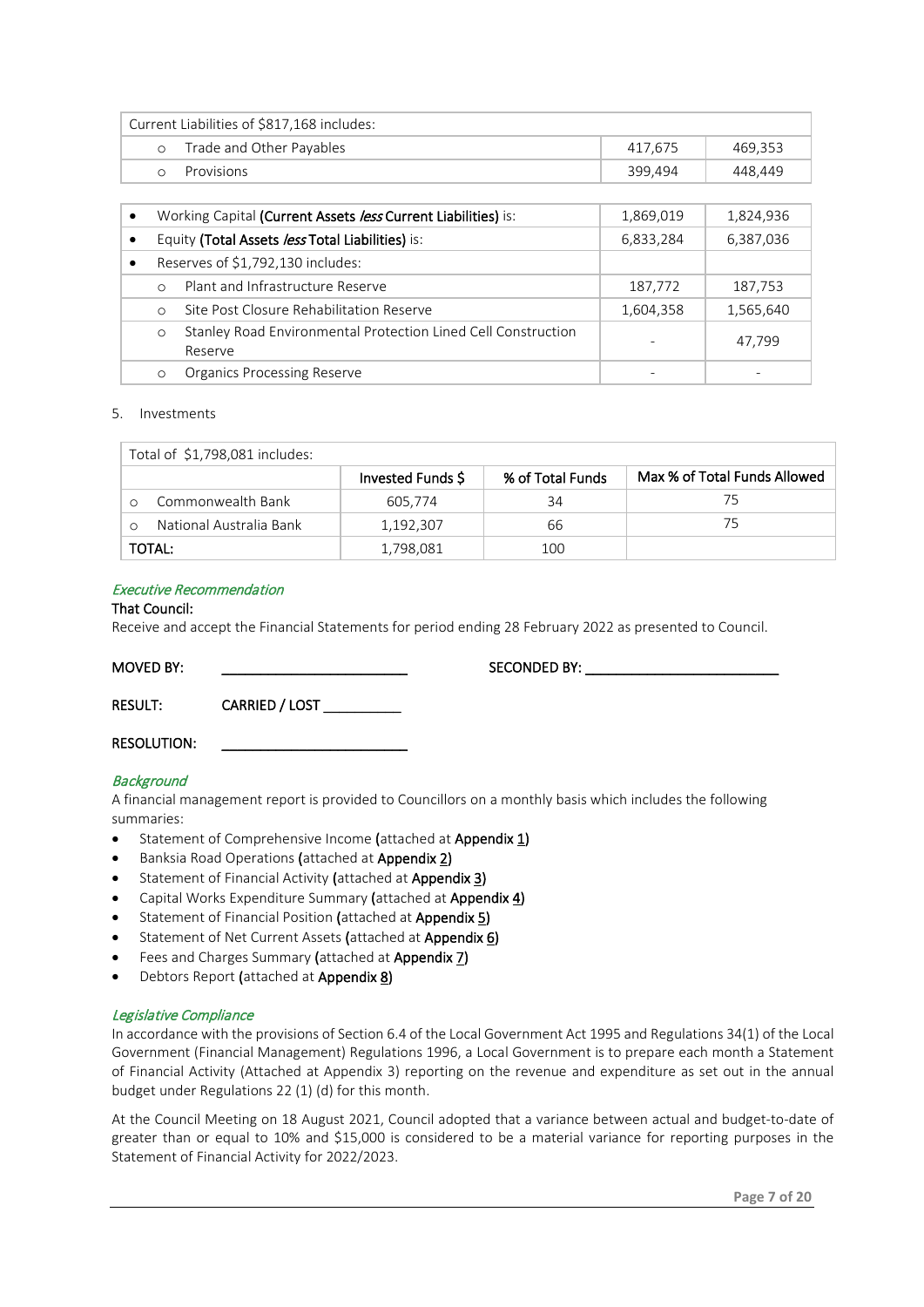| Current Liabilities of $817,168 includes: | | |
|---|---|---|
| ○ Trade and Other Payables | 417,675 | 469,353 |
| ○ Provisions | 399,494 | 448,449 |

| | | |
|---|---|---|
| • Working Capital **(Current Assets *less* Current Liabilities)** is: | 1,869,019 | 1,824,936 |
| • Equity **(Total Assets *less* Total Liabilities)** is: | 6,833,284 | 6,387,036 |
| • Reserves of $1,792,130 includes: | | |
| ○ Plant and Infrastructure Reserve | 187,772 | 187,753 |
| ○ Site Post Closure Rehabilitation Reserve | 1,604,358 | 1,565,640 |
| ○ Stanley Road Environmental Protection Lined Cell Construction Reserve | - | 47,799 |
| ○ Organics Processing Reserve | - | - |

5. Investments

| Total of $1,798,081 includes: | | | |
|---|---|---|---|
| | **Invested Funds $** | **% of Total Funds** | **Max % of Total Funds Allowed** |
| ○ Commonwealth Bank | 605,774 | 34 | 75 |
| ○ National Australia Bank | 1,192,307 | 66 | 75 |
| TOTAL: | 1,798,081 | 100 | |

*Executive Recommendation*

**That Council:**

Receive and accept the Financial Statements for period ending 28 February 2022 as presented to Council.

**MOVED BY:** ________________________ **SECONDED BY:** ________________________

**RESULT:** **CARRIED / LOST** __________

**RESOLUTION:** ________________________

*Background*

A financial management report is provided to Councillors on a monthly basis which includes the following summaries:

- Statement of Comprehensive Income **(**attached at **Appendix** 1**)**
- Banksia Road Operations **(**attached at **Appendix** 2**)**
- Statement of Financial Activity **(**attached at **Appendix** 3**)**
- Capital Works Expenditure Summary **(**attached at **Appendix** 4**)**
- Statement of Financial Position **(**attached at **Appendix** 5**)**
- Statement of Net Current Assets **(**attached at **Appendix** 6**)**
- Fees and Charges Summary **(**attached at **Appendix** 7**)**
- Debtors Report **(**attached at **Appendix** 8**)**

*Legislative Compliance*

In accordance with the provisions of Section 6.4 of the Local Government Act 1995 and Regulations 34(1) of the Local Government (Financial Management) Regulations 1996, a Local Government is to prepare each month a Statement of Financial Activity (Attached at Appendix 3) reporting on the revenue and expenditure as set out in the annual budget under Regulations 22 (1) (d) for this month.

At the Council Meeting on 18 August 2021, Council adopted that a variance between actual and budget-to-date of greater than or equal to 10% and $15,000 is considered to be a material variance for reporting purposes in the Statement of Financial Activity for 2022/2023.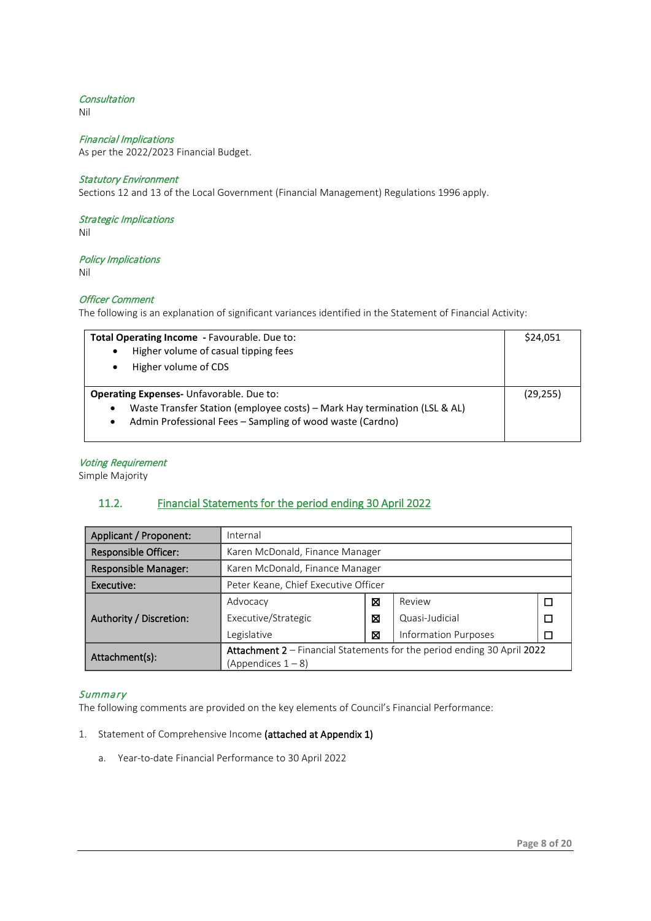*Consultation*
Nil

*Financial Implications*
As per the 2022/2023 Financial Budget.

*Statutory Environment*
Sections 12 and 13 of the Local Government (Financial Management) Regulations 1996 apply.

*Strategic Implications*
Nil

*Policy Implications*
Nil

*Officer Comment*
The following is an explanation of significant variances identified in the Statement of Financial Activity:

| | |
|---|---|
| **Total Operating Income** - Favourable. Due to:<br>• Higher volume of casual tipping fees<br>• Higher volume of CDS | $24,051 |
| **Operating Expenses-** Unfavorable. Due to:<br>• Waste Transfer Station (employee costs) – Mark Hay termination (LSL & AL)<br>• Admin Professional Fees – Sampling of wood waste (Cardno) | (29,255) |

*Voting Requirement*
Simple Majority

## 11.2. Financial Statements for the period ending 30 April 2022

| | | | | |
|---|---|---|---|---|
| **Applicant / Proponent:** | Internal | | | |
| **Responsible Officer:** | Karen McDonald, Finance Manager | | | |
| **Responsible Manager:** | Karen McDonald, Finance Manager | | | |
| **Executive:** | Peter Keane, Chief Executive Officer | | | |
| **Authority / Discretion:** | Advocacy | ☒ | Review | ☐ |
| | Executive/Strategic | ☒ | Quasi-Judicial | ☐ |
| | Legislative | ☒ | Information Purposes | ☐ |
| **Attachment(s):** | **Attachment 2** – Financial Statements for the period ending 30 April 2022 (Appendices 1 – 8) | | | |

*Summary*
The following comments are provided on the key elements of Council's Financial Performance:

1. Statement of Comprehensive Income **(attached at Appendix 1)**

    a. Year-to-date Financial Performance to 30 April 2022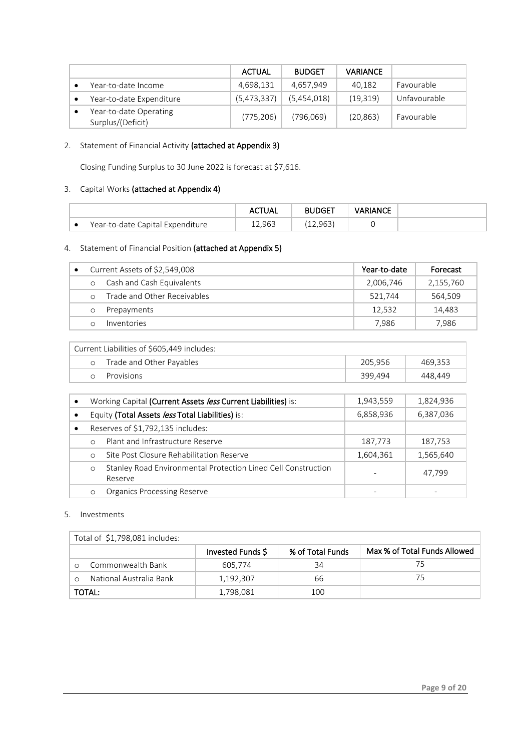| | ACTUAL | BUDGET | VARIANCE | |
|---|---|---|---|---|
| • Year-to-date Income | 4,698,131 | 4,657,949 | 40,182 | Favourable |
| • Year-to-date Expenditure | (5,473,337) | (5,454,018) | (19,319) | Unfavourable |
| • Year-to-date Operating Surplus/(Deficit) | (775,206) | (796,069) | (20,863) | Favourable |

2. Statement of Financial Activity **(attached at Appendix 3)**

   Closing Funding Surplus to 30 June 2022 is forecast at $7,616.

3. Capital Works **(attached at Appendix 4)**

| | ACTUAL | BUDGET | VARIANCE | |
|---|---|---|---|---|
| • Year-to-date Capital Expenditure | 12,963 | (12,963) | 0 | |

4. Statement of Financial Position **(attached at Appendix 5)**

| • Current Assets of $2,549,008 | Year-to-date | Forecast |
|---|---|---|
| o Cash and Cash Equivalents | 2,006,746 | 2,155,760 |
| o Trade and Other Receivables | 521,744 | 564,509 |
| o Prepayments | 12,532 | 14,483 |
| o Inventories | 7,986 | 7,986 |

| Current Liabilities of $605,449 includes: | | |
|---|---|---|
| o Trade and Other Payables | 205,956 | 469,353 |
| o Provisions | 399,494 | 448,449 |

| | | |
|---|---|---|
| • Working Capital **(Current Assets *less* Current Liabilities)** is: | 1,943,559 | 1,824,936 |
| • Equity **(Total Assets *less* Total Liabilities)** is: | 6,858,936 | 6,387,036 |
| • Reserves of $1,792,135 includes: | | |
| o Plant and Infrastructure Reserve | 187,773 | 187,753 |
| o Site Post Closure Rehabilitation Reserve | 1,604,361 | 1,565,640 |
| o Stanley Road Environmental Protection Lined Cell Construction Reserve | - | 47,799 |
| o Organics Processing Reserve | - | - |

5. Investments

| Total of $1,798,081 includes: | | | |
|---|---|---|---|
| | Invested Funds $ | % of Total Funds | Max % of Total Funds Allowed |
| o Commonwealth Bank | 605,774 | 34 | 75 |
| o National Australia Bank | 1,192,307 | 66 | 75 |
| TOTAL: | 1,798,081 | 100 | |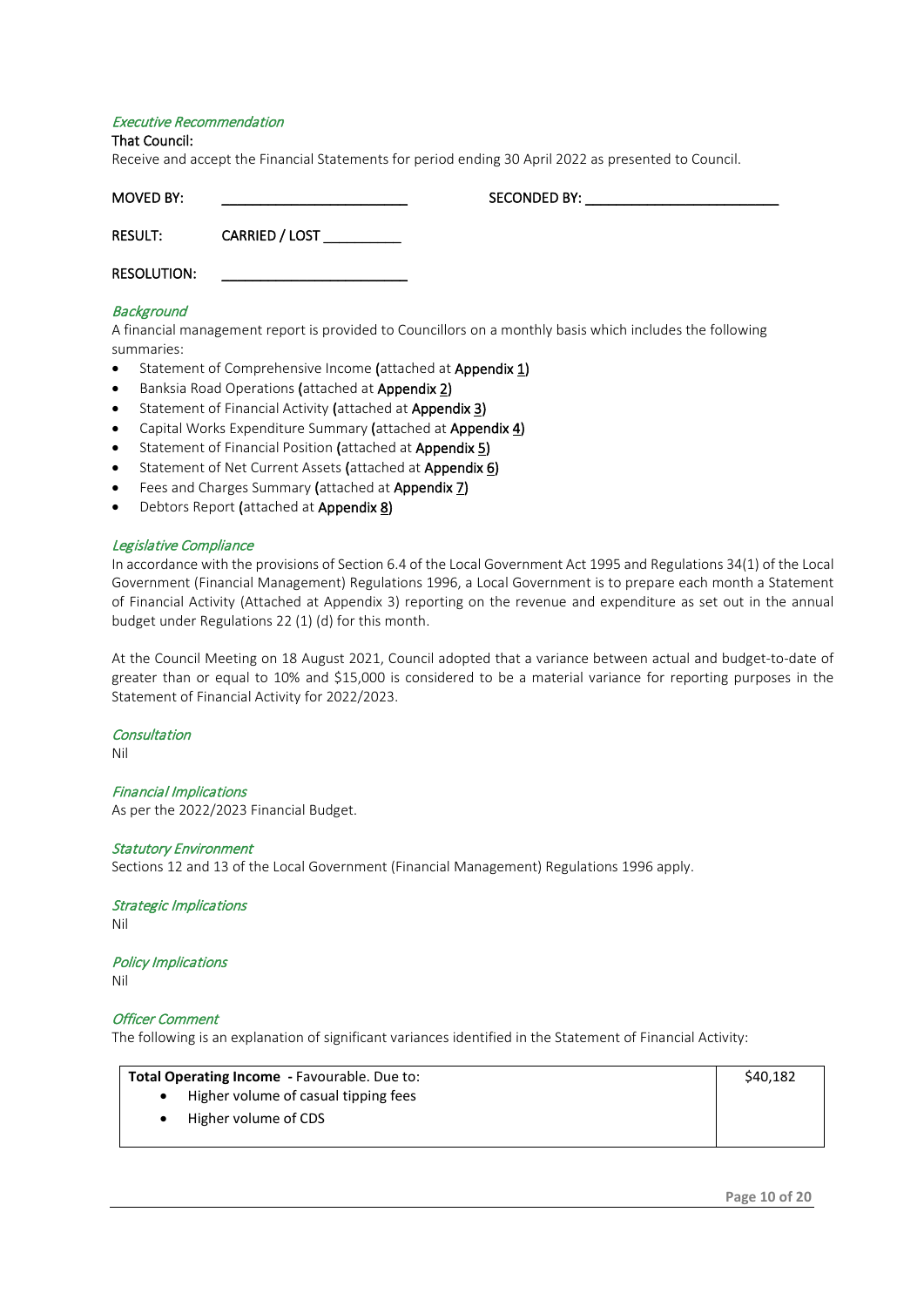*Executive Recommendation*

That Council:

Receive and accept the Financial Statements for period ending 30 April 2022 as presented to Council.

MOVED BY: ________________________ SECONDED BY: ________________________

RESULT: CARRIED / LOST __________

RESOLUTION: ________________________

*Background*

A financial management report is provided to Councillors on a monthly basis which includes the following summaries:

- Statement of Comprehensive Income (attached at **Appendix** 1)
- Banksia Road Operations (attached at **Appendix** 2)
- Statement of Financial Activity (attached at **Appendix** 3)
- Capital Works Expenditure Summary (attached at **Appendix** 4)
- Statement of Financial Position (attached at **Appendix** 5)
- Statement of Net Current Assets (attached at **Appendix** 6)
- Fees and Charges Summary (attached at **Appendix** 7)
- Debtors Report (attached at **Appendix** 8)

*Legislative Compliance*

In accordance with the provisions of Section 6.4 of the Local Government Act 1995 and Regulations 34(1) of the Local Government (Financial Management) Regulations 1996, a Local Government is to prepare each month a Statement of Financial Activity (Attached at Appendix 3) reporting on the revenue and expenditure as set out in the annual budget under Regulations 22 (1) (d) for this month.

At the Council Meeting on 18 August 2021, Council adopted that a variance between actual and budget-to-date of greater than or equal to 10% and $15,000 is considered to be a material variance for reporting purposes in the Statement of Financial Activity for 2022/2023.

*Consultation*

Nil

*Financial Implications*

As per the 2022/2023 Financial Budget.

*Statutory Environment*

Sections 12 and 13 of the Local Government (Financial Management) Regulations 1996 apply.

*Strategic Implications*

Nil

*Policy Implications*

Nil

*Officer Comment*

The following is an explanation of significant variances identified in the Statement of Financial Activity:

| **Total Operating Income** - Favourable. Due to: | $40,182 |
|---|---|
| • Higher volume of casual tipping fees<br>• Higher volume of CDS | |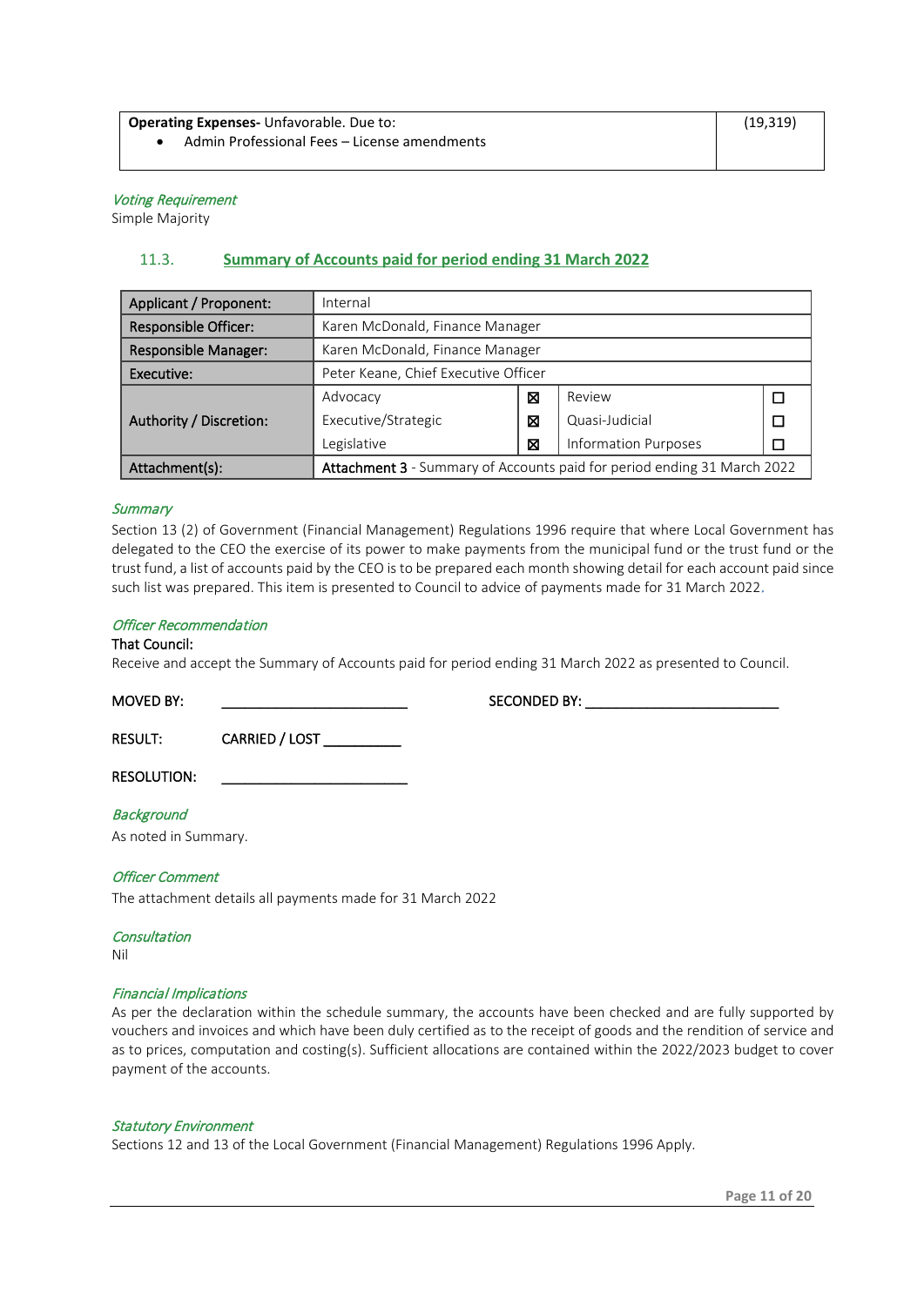| **Operating Expenses-** Unfavorable. Due to:<br>• Admin Professional Fees – License amendments | (19,319) |
|---|---|

*Voting Requirement*

Simple Majority

### 11.3. Summary of Accounts paid for period ending 31 March 2022

| Applicant / Proponent: | Internal | | | |
|---|---|---|---|---|
| Responsible Officer: | Karen McDonald, Finance Manager | | | |
| Responsible Manager: | Karen McDonald, Finance Manager | | | |
| Executive: | Peter Keane, Chief Executive Officer | | | |
| Authority / Discretion: | Advocacy | ☒ | Review | ☐ |
| | Executive/Strategic | ☒ | Quasi-Judicial | ☐ |
| | Legislative | ☒ | Information Purposes | ☐ |
| Attachment(s): | **Attachment 3** - Summary of Accounts paid for period ending 31 March 2022 | | | |

*Summary*

Section 13 (2) of Government (Financial Management) Regulations 1996 require that where Local Government has delegated to the CEO the exercise of its power to make payments from the municipal fund or the trust fund or the trust fund, a list of accounts paid by the CEO is to be prepared each month showing detail for each account paid since such list was prepared. This item is presented to Council to advice of payments made for 31 March 2022.

*Officer Recommendation*

That Council:

Receive and accept the Summary of Accounts paid for period ending 31 March 2022 as presented to Council.

MOVED BY: ________________________ SECONDED BY: ________________________

RESULT: CARRIED / LOST __________

RESOLUTION: ________________________

*Background*

As noted in Summary.

*Officer Comment*

The attachment details all payments made for 31 March 2022

*Consultation*

Nil

*Financial Implications*

As per the declaration within the schedule summary, the accounts have been checked and are fully supported by vouchers and invoices and which have been duly certified as to the receipt of goods and the rendition of service and as to prices, computation and costing(s). Sufficient allocations are contained within the 2022/2023 budget to cover payment of the accounts.

*Statutory Environment*

Sections 12 and 13 of the Local Government (Financial Management) Regulations 1996 Apply.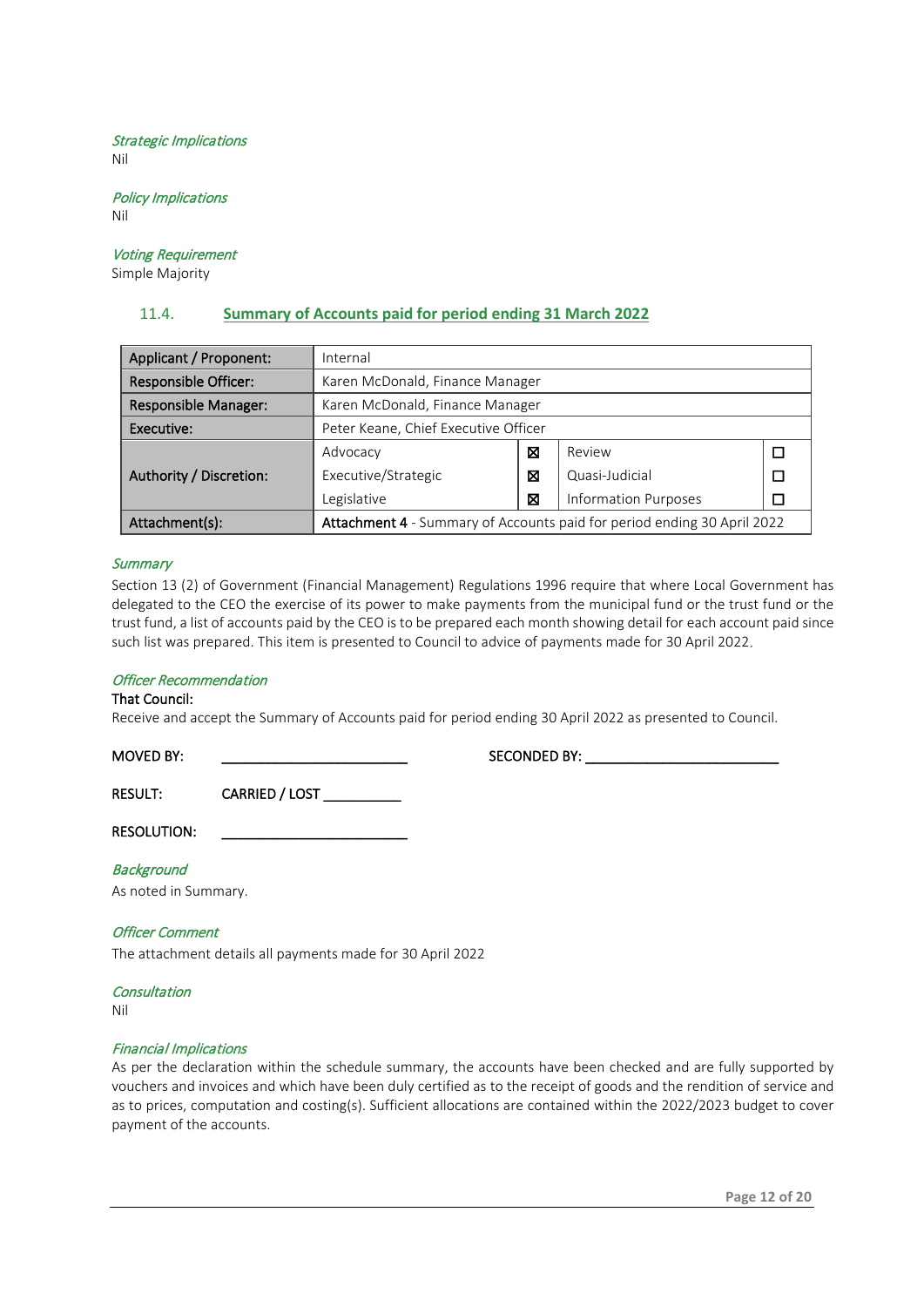*Strategic Implications*
Nil

*Policy Implications*
Nil

*Voting Requirement*
Simple Majority

## 11.4. Summary of Accounts paid for period ending 31 March 2022

| Applicant / Proponent: | Internal | | | |
|---|---|---|---|---|
| Responsible Officer: | Karen McDonald, Finance Manager | | | |
| Responsible Manager: | Karen McDonald, Finance Manager | | | |
| Executive: | Peter Keane, Chief Executive Officer | | | |
| Authority / Discretion: | Advocacy | ☒ | Review | ☐ |
| | Executive/Strategic | ☒ | Quasi-Judicial | ☐ |
| | Legislative | ☒ | Information Purposes | ☐ |
| Attachment(s): | **Attachment 4** - Summary of Accounts paid for period ending 30 April 2022 | | | |

*Summary*
Section 13 (2) of Government (Financial Management) Regulations 1996 require that where Local Government has delegated to the CEO the exercise of its power to make payments from the municipal fund or the trust fund or the trust fund, a list of accounts paid by the CEO is to be prepared each month showing detail for each account paid since such list was prepared. This item is presented to Council to advice of payments made for 30 April 2022.

*Officer Recommendation*
That Council:
Receive and accept the Summary of Accounts paid for period ending 30 April 2022 as presented to Council.

MOVED BY: ______________________ SECONDED BY: ______________________

RESULT: CARRIED / LOST __________

RESOLUTION: ______________________

*Background*
As noted in Summary.

*Officer Comment*
The attachment details all payments made for 30 April 2022

*Consultation*
Nil

*Financial Implications*
As per the declaration within the schedule summary, the accounts have been checked and are fully supported by vouchers and invoices and which have been duly certified as to the receipt of goods and the rendition of service and as to prices, computation and costing(s). Sufficient allocations are contained within the 2022/2023 budget to cover payment of the accounts.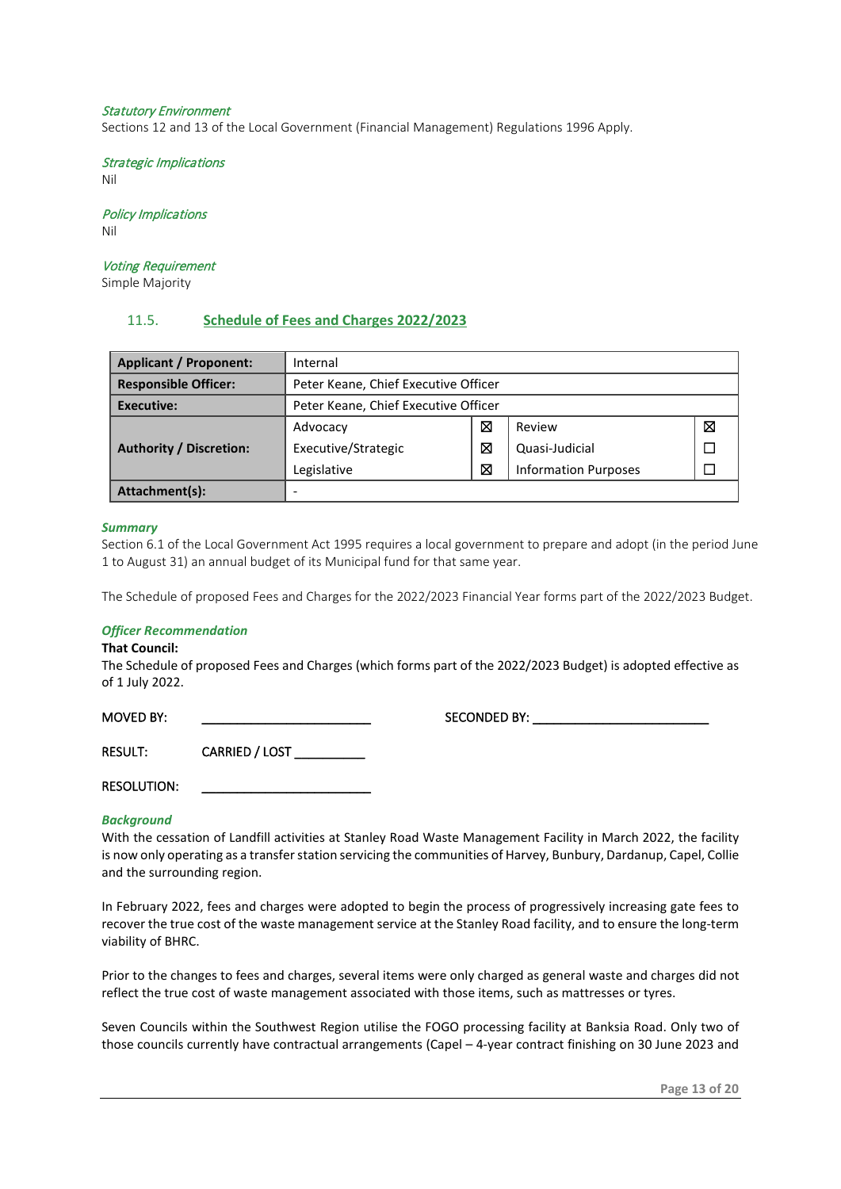*Statutory Environment*
Sections 12 and 13 of the Local Government (Financial Management) Regulations 1996 Apply.

*Strategic Implications*
Nil

*Policy Implications*
Nil

*Voting Requirement*
Simple Majority

## 11.5. Schedule of Fees and Charges 2022/2023

| **Applicant / Proponent:** | Internal | | | |
|---|---|---|---|---|
| **Responsible Officer:** | Peter Keane, Chief Executive Officer | | | |
| **Executive:** | Peter Keane, Chief Executive Officer | | | |
| **Authority / Discretion:** | Advocacy | ☒ | Review | ☒ |
| | Executive/Strategic | ☒ | Quasi-Judicial | ☐ |
| | Legislative | ☒ | Information Purposes | ☐ |
| **Attachment(s):** | - | | | |

***Summary***
Section 6.1 of the Local Government Act 1995 requires a local government to prepare and adopt (in the period June 1 to August 31) an annual budget of its Municipal fund for that same year.

The Schedule of proposed Fees and Charges for the 2022/2023 Financial Year forms part of the 2022/2023 Budget.

***Officer Recommendation***
**That Council:**
The Schedule of proposed Fees and Charges (which forms part of the 2022/2023 Budget) is adopted effective as of 1 July 2022.

MOVED BY: ________________________ SECONDED BY: ________________________

RESULT: CARRIED / LOST __________

RESOLUTION: ________________________

***Background***
With the cessation of Landfill activities at Stanley Road Waste Management Facility in March 2022, the facility is now only operating as a transfer station servicing the communities of Harvey, Bunbury, Dardanup, Capel, Collie and the surrounding region.

In February 2022, fees and charges were adopted to begin the process of progressively increasing gate fees to recover the true cost of the waste management service at the Stanley Road facility, and to ensure the long-term viability of BHRC.

Prior to the changes to fees and charges, several items were only charged as general waste and charges did not reflect the true cost of waste management associated with those items, such as mattresses or tyres.

Seven Councils within the Southwest Region utilise the FOGO processing facility at Banksia Road. Only two of those councils currently have contractual arrangements (Capel – 4-year contract finishing on 30 June 2023 and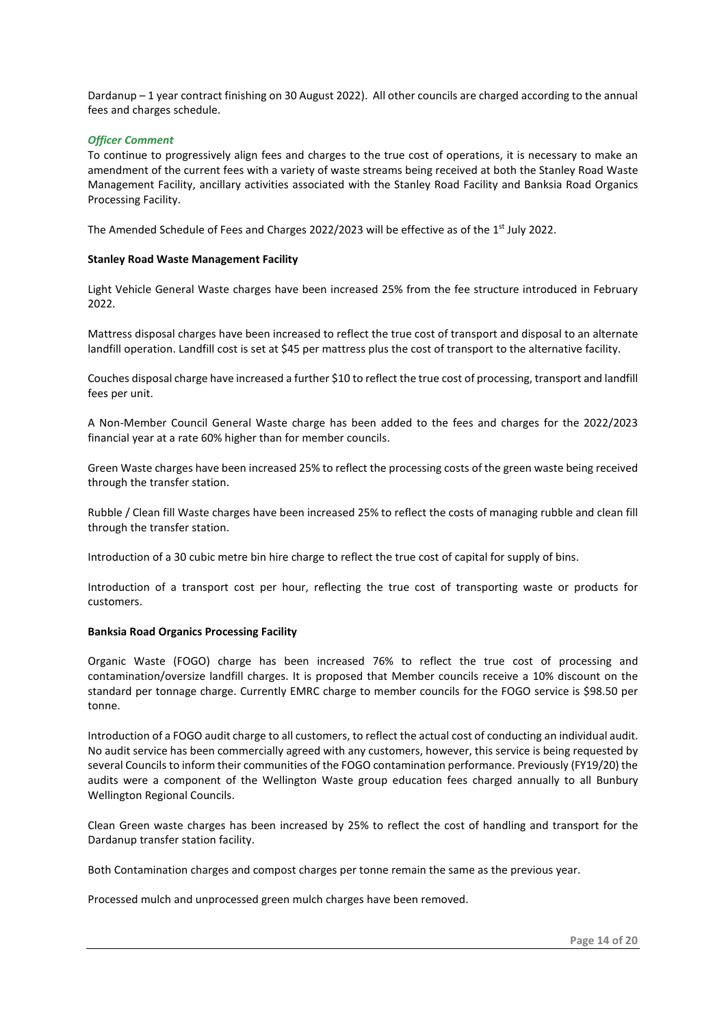Dardanup – 1 year contract finishing on 30 August 2022). All other councils are charged according to the annual fees and charges schedule.

### *Officer Comment*

To continue to progressively align fees and charges to the true cost of operations, it is necessary to make an amendment of the current fees with a variety of waste streams being received at both the Stanley Road Waste Management Facility, ancillary activities associated with the Stanley Road Facility and Banksia Road Organics Processing Facility.

The Amended Schedule of Fees and Charges 2022/2023 will be effective as of the 1st July 2022.

**Stanley Road Waste Management Facility**

Light Vehicle General Waste charges have been increased 25% from the fee structure introduced in February 2022.

Mattress disposal charges have been increased to reflect the true cost of transport and disposal to an alternate landfill operation. Landfill cost is set at $45 per mattress plus the cost of transport to the alternative facility.

Couches disposal charge have increased a further $10 to reflect the true cost of processing, transport and landfill fees per unit.

A Non-Member Council General Waste charge has been added to the fees and charges for the 2022/2023 financial year at a rate 60% higher than for member councils.

Green Waste charges have been increased 25% to reflect the processing costs of the green waste being received through the transfer station.

Rubble / Clean fill Waste charges have been increased 25% to reflect the costs of managing rubble and clean fill through the transfer station.

Introduction of a 30 cubic metre bin hire charge to reflect the true cost of capital for supply of bins.

Introduction of a transport cost per hour, reflecting the true cost of transporting waste or products for customers.

**Banksia Road Organics Processing Facility**

Organic Waste (FOGO) charge has been increased 76% to reflect the true cost of processing and contamination/oversize landfill charges. It is proposed that Member councils receive a 10% discount on the standard per tonnage charge. Currently EMRC charge to member councils for the FOGO service is $98.50 per tonne.

Introduction of a FOGO audit charge to all customers, to reflect the actual cost of conducting an individual audit. No audit service has been commercially agreed with any customers, however, this service is being requested by several Councils to inform their communities of the FOGO contamination performance. Previously (FY19/20) the audits were a component of the Wellington Waste group education fees charged annually to all Bunbury Wellington Regional Councils.

Clean Green waste charges has been increased by 25% to reflect the cost of handling and transport for the Dardanup transfer station facility.

Both Contamination charges and compost charges per tonne remain the same as the previous year.

Processed mulch and unprocessed green mulch charges have been removed.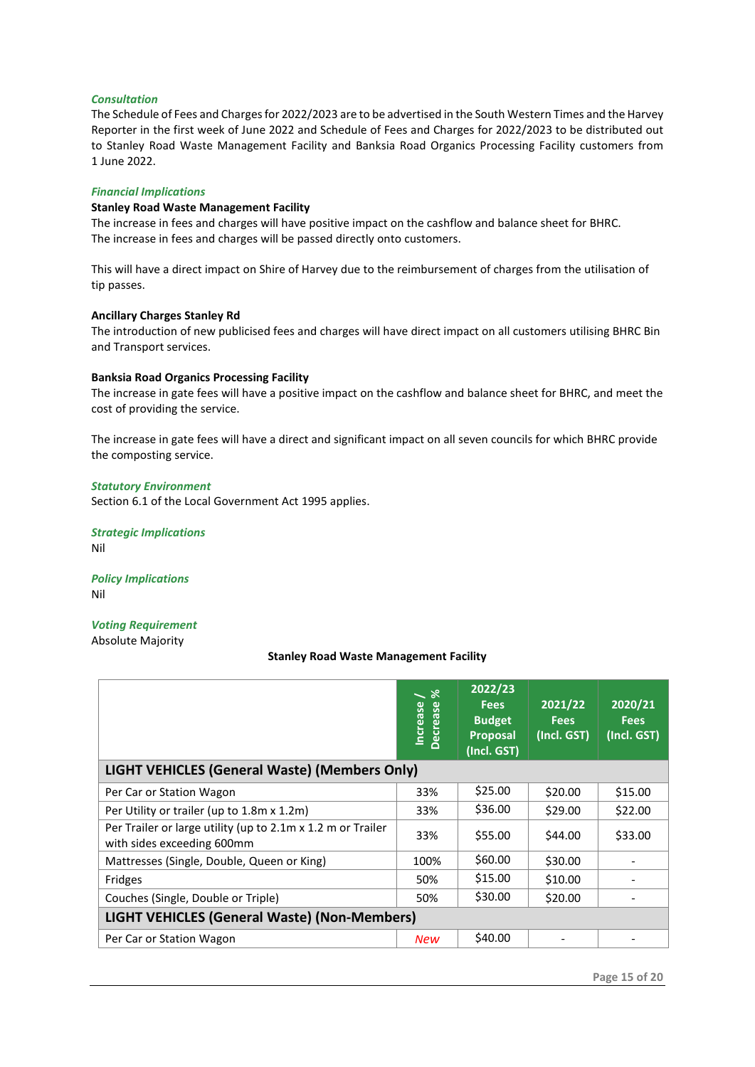***Consultation***

The Schedule of Fees and Charges for 2022/2023 are to be advertised in the South Western Times and the Harvey Reporter in the first week of June 2022 and Schedule of Fees and Charges for 2022/2023 to be distributed out to Stanley Road Waste Management Facility and Banksia Road Organics Processing Facility customers from 1 June 2022.

***Financial Implications***

**Stanley Road Waste Management Facility**

The increase in fees and charges will have positive impact on the cashflow and balance sheet for BHRC. The increase in fees and charges will be passed directly onto customers.

This will have a direct impact on Shire of Harvey due to the reimbursement of charges from the utilisation of tip passes.

**Ancillary Charges Stanley Rd**

The introduction of new publicised fees and charges will have direct impact on all customers utilising BHRC Bin and Transport services.

**Banksia Road Organics Processing Facility**

The increase in gate fees will have a positive impact on the cashflow and balance sheet for BHRC, and meet the cost of providing the service.

The increase in gate fees will have a direct and significant impact on all seven councils for which BHRC provide the composting service.

***Statutory Environment***

Section 6.1 of the Local Government Act 1995 applies.

***Strategic Implications***

Nil

***Policy Implications***

Nil

***Voting Requirement***

Absolute Majority

**Stanley Road Waste Management Facility**

| | Increase / Decrease % | 2022/23 Fees Budget Proposal (Incl. GST) | 2021/22 Fees (Incl. GST) | 2020/21 Fees (Incl. GST) |
|---|---|---|---|---|
| **LIGHT VEHICLES (General Waste) (Members Only)** | | | | |
| Per Car or Station Wagon | 33% | $25.00 | $20.00 | $15.00 |
| Per Utility or trailer (up to 1.8m x 1.2m) | 33% | $36.00 | $29.00 | $22.00 |
| Per Trailer or large utility (up to 2.1m x 1.2 m or Trailer with sides exceeding 600mm | 33% | $55.00 | $44.00 | $33.00 |
| Mattresses (Single, Double, Queen or King) | 100% | $60.00 | $30.00 | - |
| Fridges | 50% | $15.00 | $10.00 | - |
| Couches (Single, Double or Triple) | 50% | $30.00 | $20.00 | - |
| **LIGHT VEHICLES (General Waste) (Non-Members)** | | | | |
| Per Car or Station Wagon | *New* | $40.00 | - | - |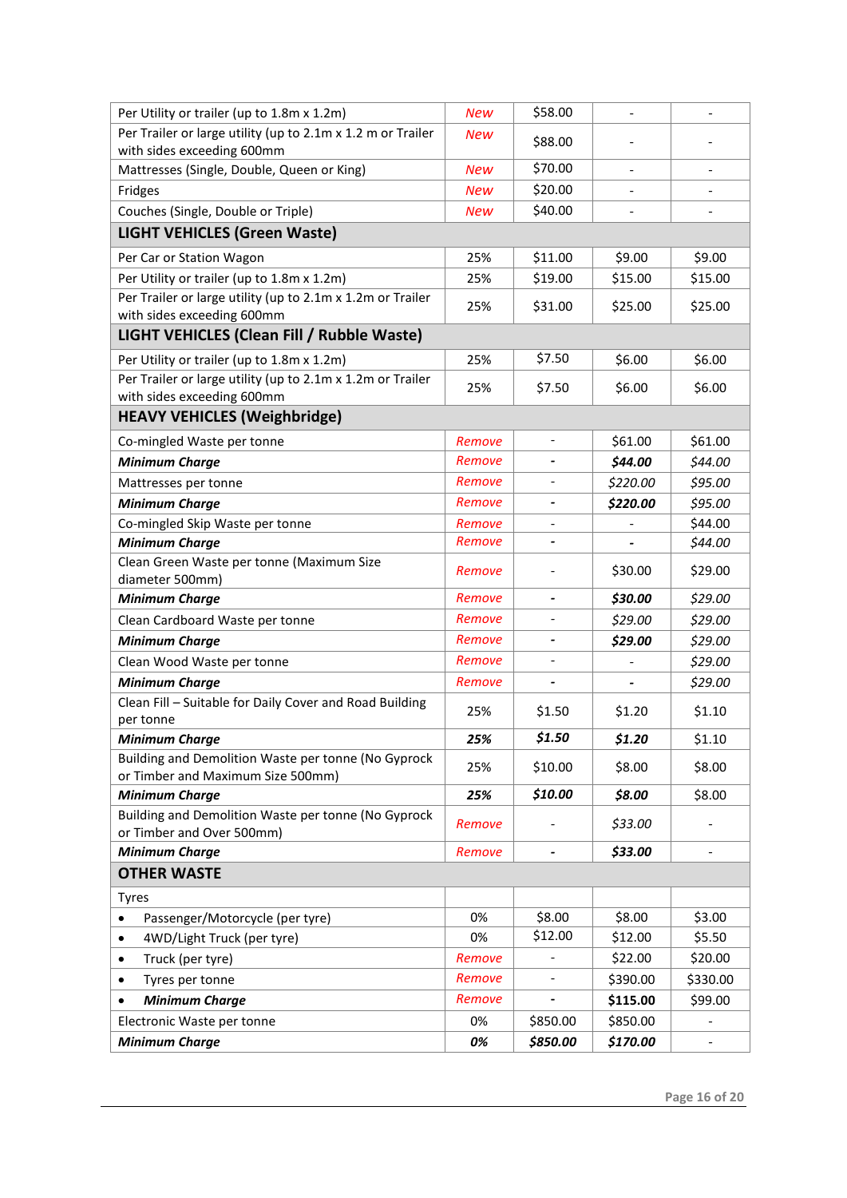| | | | | |
|---|---|---|---|---|
| Per Utility or trailer (up to 1.8m x 1.2m) | *New* | $58.00 | - | - |
| Per Trailer or large utility (up to 2.1m x 1.2 m or Trailer with sides exceeding 600mm | *New* | $88.00 | - | - |
| Mattresses (Single, Double, Queen or King) | *New* | $70.00 | - | - |
| Fridges | *New* | $20.00 | - | - |
| Couches (Single, Double or Triple) | *New* | $40.00 | - | - |
| **LIGHT VEHICLES (Green Waste)** | | | | |
| Per Car or Station Wagon | 25% | $11.00 | $9.00 | $9.00 |
| Per Utility or trailer (up to 1.8m x 1.2m) | 25% | $19.00 | $15.00 | $15.00 |
| Per Trailer or large utility (up to 2.1m x 1.2m or Trailer with sides exceeding 600mm | 25% | $31.00 | $25.00 | $25.00 |
| **LIGHT VEHICLES (Clean Fill / Rubble Waste)** | | | | |
| Per Utility or trailer (up to 1.8m x 1.2m) | 25% | $7.50 | $6.00 | $6.00 |
| Per Trailer or large utility (up to 2.1m x 1.2m or Trailer with sides exceeding 600mm | 25% | $7.50 | $6.00 | $6.00 |
| **HEAVY VEHICLES (Weighbridge)** | | | | |
| Co-mingled Waste per tonne | *Remove* | - | $61.00 | $61.00 |
| ***Minimum Charge*** | *Remove* | - | ***$44.00*** | *$44.00* |
| Mattresses per tonne | *Remove* | - | *$220.00* | *$95.00* |
| ***Minimum Charge*** | *Remove* | - | ***$220.00*** | *$95.00* |
| Co-mingled Skip Waste per tonne | *Remove* | - | - | $44.00 |
| ***Minimum Charge*** | *Remove* | - | - | *$44.00* |
| Clean Green Waste per tonne (Maximum Size diameter 500mm) | *Remove* | - | $30.00 | $29.00 |
| ***Minimum Charge*** | *Remove* | - | ***$30.00*** | *$29.00* |
| Clean Cardboard Waste per tonne | *Remove* | - | *$29.00* | *$29.00* |
| ***Minimum Charge*** | *Remove* | - | ***$29.00*** | *$29.00* |
| Clean Wood Waste per tonne | *Remove* | - | - | *$29.00* |
| ***Minimum Charge*** | *Remove* | - | - | *$29.00* |
| Clean Fill – Suitable for Daily Cover and Road Building per tonne | 25% | $1.50 | $1.20 | $1.10 |
| ***Minimum Charge*** | ***25%*** | ***$1.50*** | ***$1.20*** | $1.10 |
| Building and Demolition Waste per tonne (No Gyprock or Timber and Maximum Size 500mm) | 25% | $10.00 | $8.00 | $8.00 |
| ***Minimum Charge*** | ***25%*** | ***$10.00*** | ***$8.00*** | $8.00 |
| Building and Demolition Waste per tonne (No Gyprock or Timber and Over 500mm) | *Remove* | - | *$33.00* | - |
| ***Minimum Charge*** | *Remove* | - | ***$33.00*** | - |
| **OTHER WASTE** | | | | |
| Tyres | | | | |
| • Passenger/Motorcycle (per tyre) | 0% | $8.00 | $8.00 | $3.00 |
| • 4WD/Light Truck (per tyre) | 0% | $12.00 | $12.00 | $5.50 |
| • Truck (per tyre) | *Remove* | - | $22.00 | $20.00 |
| • Tyres per tonne | *Remove* | - | $390.00 | $330.00 |
| • ***Minimum Charge*** | *Remove* | - | ***$115.00*** | $99.00 |
| Electronic Waste per tonne | 0% | $850.00 | $850.00 | - |
| ***Minimum Charge*** | ***0%*** | ***$850.00*** | ***$170.00*** | - |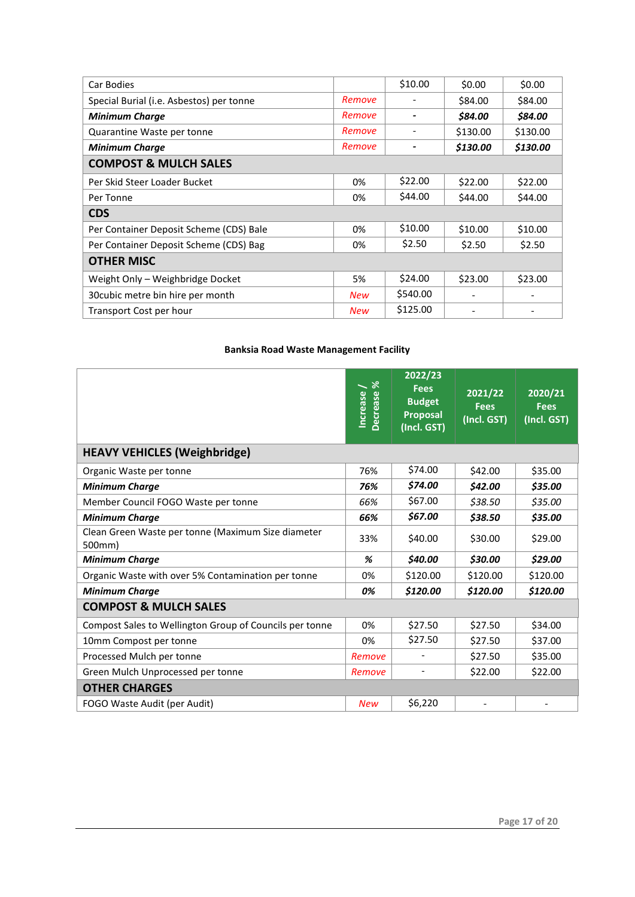| Car Bodies | | $10.00 | $0.00 | $0.00 |
|---|---|---|---|---|
| Special Burial (i.e. Asbestos) per tonne | *Remove* | - | $84.00 | $84.00 |
| ***Minimum Charge*** | *Remove* | **-** | ***$84.00*** | ***$84.00*** |
| Quarantine Waste per tonne | *Remove* | - | $130.00 | $130.00 |
| ***Minimum Charge*** | *Remove* | **-** | ***$130.00*** | ***$130.00*** |
| **COMPOST & MULCH SALES** | | | | |
| Per Skid Steer Loader Bucket | 0% | $22.00 | $22.00 | $22.00 |
| Per Tonne | 0% | $44.00 | $44.00 | $44.00 |
| **CDS** | | | | |
| Per Container Deposit Scheme (CDS) Bale | 0% | $10.00 | $10.00 | $10.00 |
| Per Container Deposit Scheme (CDS) Bag | 0% | $2.50 | $2.50 | $2.50 |
| **OTHER MISC** | | | | |
| Weight Only – Weighbridge Docket | 5% | $24.00 | $23.00 | $23.00 |
| 30cubic metre bin hire per month | *New* | $540.00 | - | - |
| Transport Cost per hour | *New* | $125.00 | - | - |

**Banksia Road Waste Management Facility**

| | Increase / Decrease % | 2022/23 Fees Budget Proposal (Incl. GST) | 2021/22 Fees (Incl. GST) | 2020/21 Fees (Incl. GST) |
|---|---|---|---|---|
| **HEAVY VEHICLES (Weighbridge)** | | | | |
| Organic Waste per tonne | 76% | $74.00 | $42.00 | $35.00 |
| ***Minimum Charge*** | ***76%*** | ***$74.00*** | ***$42.00*** | ***$35.00*** |
| Member Council FOGO Waste per tonne | *66%* | $67.00 | *$38.50* | *$35.00* |
| ***Minimum Charge*** | ***66%*** | ***$67.00*** | ***$38.50*** | ***$35.00*** |
| Clean Green Waste per tonne (Maximum Size diameter 500mm) | 33% | $40.00 | $30.00 | $29.00 |
| ***Minimum Charge*** | ***%*** | ***$40.00*** | ***$30.00*** | ***$29.00*** |
| Organic Waste with over 5% Contamination per tonne | 0% | $120.00 | $120.00 | $120.00 |
| ***Minimum Charge*** | ***0%*** | ***$120.00*** | ***$120.00*** | ***$120.00*** |
| **COMPOST & MULCH SALES** | | | | |
| Compost Sales to Wellington Group of Councils per tonne | 0% | $27.50 | $27.50 | $34.00 |
| 10mm Compost per tonne | 0% | $27.50 | $27.50 | $37.00 |
| Processed Mulch per tonne | *Remove* | - | $27.50 | $35.00 |
| Green Mulch Unprocessed per tonne | *Remove* | - | $22.00 | $22.00 |
| **OTHER CHARGES** | | | | |
| FOGO Waste Audit (per Audit) | *New* | $6,220 | - | - |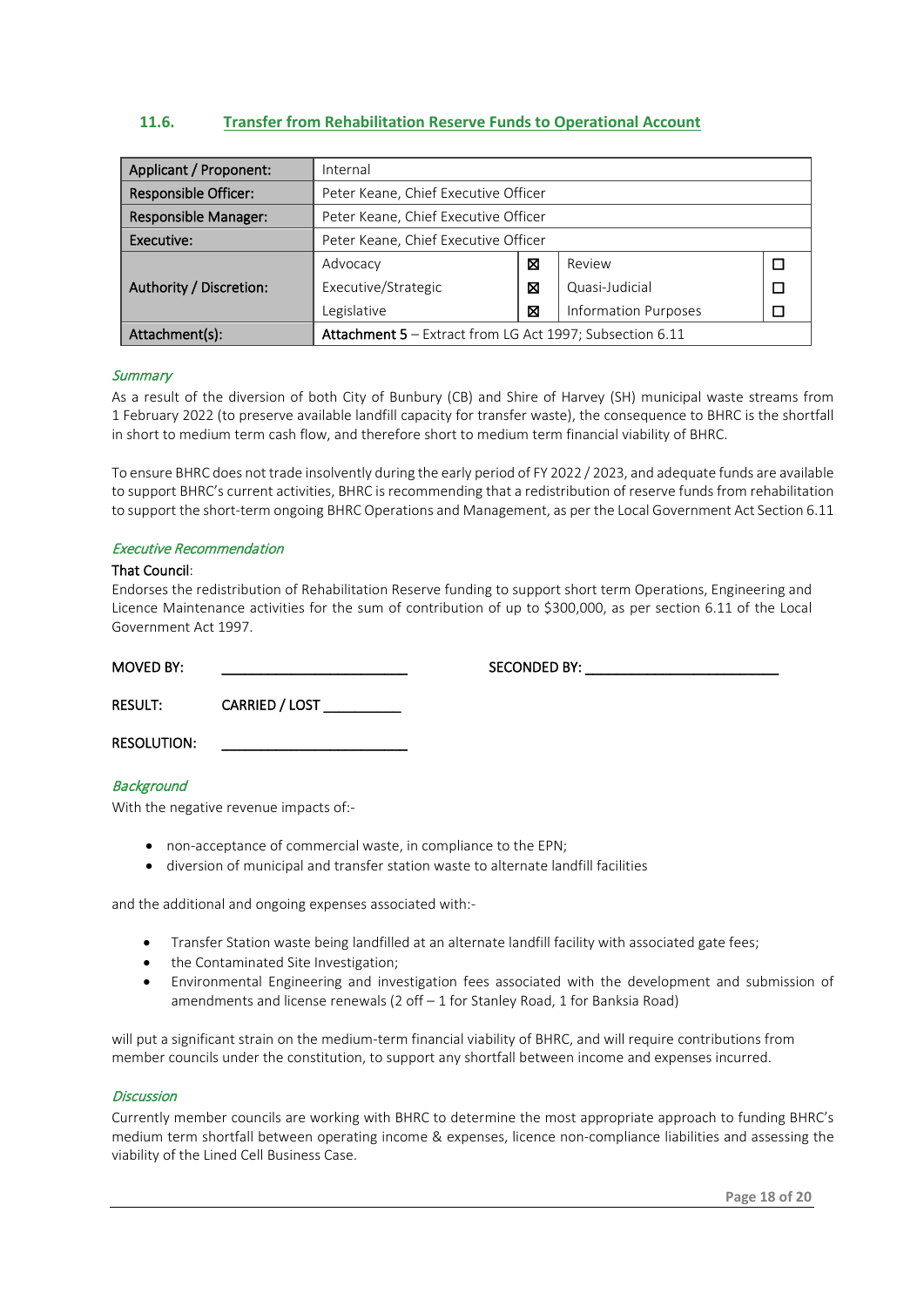## 11.6. Transfer from Rehabilitation Reserve Funds to Operational Account

| | | | | |
|---|---|---|---|---|
| **Applicant / Proponent:** | Internal | | | |
| **Responsible Officer:** | Peter Keane, Chief Executive Officer | | | |
| **Responsible Manager:** | Peter Keane, Chief Executive Officer | | | |
| **Executive:** | Peter Keane, Chief Executive Officer | | | |
| **Authority / Discretion:** | Advocacy | ☒ | Review | ☐ |
| | Executive/Strategic | ☒ | Quasi-Judicial | ☐ |
| | Legislative | ☒ | Information Purposes | ☐ |
| **Attachment(s):** | **Attachment 5** – Extract from LG Act 1997; Subsection 6.11 | | | |

*Summary*

As a result of the diversion of both City of Bunbury (CB) and Shire of Harvey (SH) municipal waste streams from 1 February 2022 (to preserve available landfill capacity for transfer waste), the consequence to BHRC is the shortfall in short to medium term cash flow, and therefore short to medium term financial viability of BHRC.

To ensure BHRC does not trade insolvently during the early period of FY 2022 / 2023, and adequate funds are available to support BHRC's current activities, BHRC is recommending that a redistribution of reserve funds from rehabilitation to support the short-term ongoing BHRC Operations and Management, as per the Local Government Act Section 6.11

*Executive Recommendation*

That Council:

Endorses the redistribution of Rehabilitation Reserve funding to support short term Operations, Engineering and Licence Maintenance activities for the sum of contribution of up to $300,000, as per section 6.11 of the Local Government Act 1997.

MOVED BY: ________________________ SECONDED BY: ________________________

RESULT: CARRIED / LOST __________

RESOLUTION: ________________________

*Background*

With the negative revenue impacts of:-

- non-acceptance of commercial waste, in compliance to the EPN;
- diversion of municipal and transfer station waste to alternate landfill facilities

and the additional and ongoing expenses associated with:-

- Transfer Station waste being landfilled at an alternate landfill facility with associated gate fees;
- the Contaminated Site Investigation;
- Environmental Engineering and investigation fees associated with the development and submission of amendments and license renewals (2 off – 1 for Stanley Road, 1 for Banksia Road)

will put a significant strain on the medium-term financial viability of BHRC, and will require contributions from member councils under the constitution, to support any shortfall between income and expenses incurred.

*Discussion*

Currently member councils are working with BHRC to determine the most appropriate approach to funding BHRC's medium term shortfall between operating income & expenses, licence non-compliance liabilities and assessing the viability of the Lined Cell Business Case.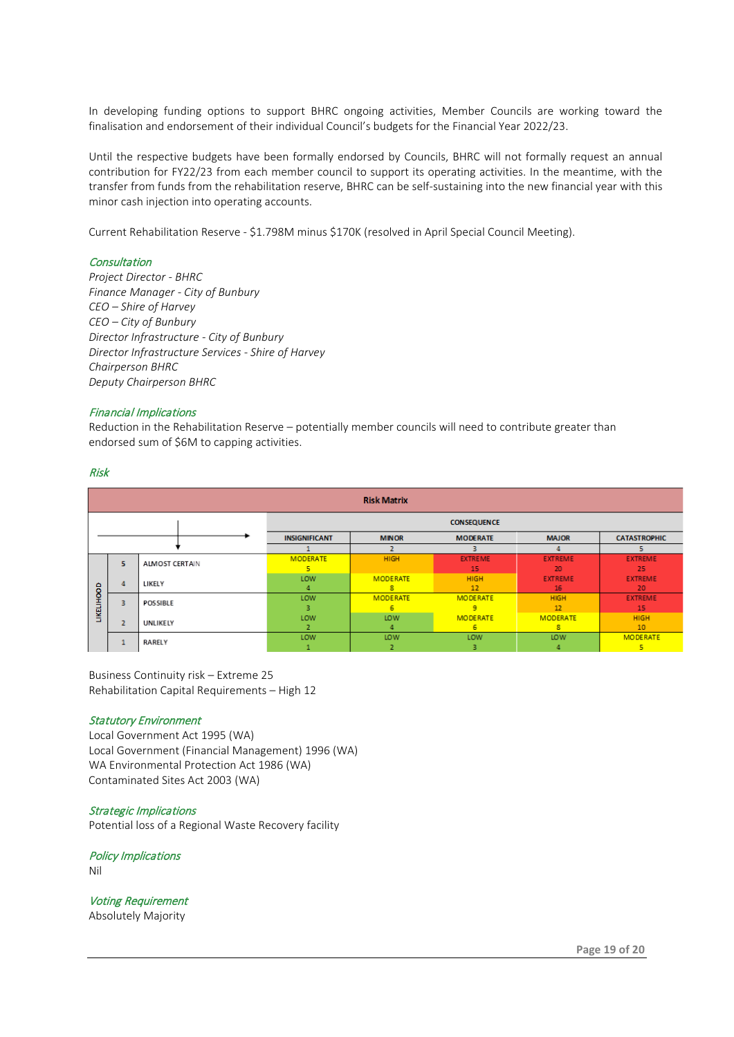In developing funding options to support BHRC ongoing activities, Member Councils are working toward the finalisation and endorsement of their individual Council's budgets for the Financial Year 2022/23.

Until the respective budgets have been formally endorsed by Councils, BHRC will not formally request an annual contribution for FY22/23 from each member council to support its operating activities. In the meantime, with the transfer from funds from the rehabilitation reserve, BHRC can be self-sustaining into the new financial year with this minor cash injection into operating accounts.

Current Rehabilitation Reserve - $1.798M minus $170K (resolved in April Special Council Meeting).

### *Consultation*

*Project Director - BHRC*
*Finance Manager - City of Bunbury*
*CEO – Shire of Harvey*
*CEO – City of Bunbury*
*Director Infrastructure - City of Bunbury*
*Director Infrastructure Services - Shire of Harvey*
*Chairperson BHRC*
*Deputy Chairperson BHRC*

### *Financial Implications*

Reduction in the Rehabilitation Reserve – potentially member councils will need to contribute greater than endorsed sum of $6M to capping activities.

### *Risk*

**Risk Matrix**

| LIKELIHOOD | | | CONSEQUENCE | | | | |
|---|---|---|---|---|---|---|---|
| | | | INSIGNIFICANT 1 | MINOR 2 | MODERATE 3 | MAJOR 4 | CATASTROPHIC 5 |
| | 5 | ALMOST CERTAIN | MODERATE 5 | HIGH 10 | EXTREME 15 | EXTREME 20 | EXTREME 25 |
| | 4 | LIKELY | LOW 4 | MODERATE 8 | HIGH 12 | EXTREME 16 | EXTREME 20 |
| | 3 | POSSIBLE | LOW 3 | MODERATE 6 | MODERATE 9 | HIGH 12 | EXTREME 15 |
| | 2 | UNLIKELY | LOW 2 | LOW 4 | MODERATE 6 | MODERATE 8 | HIGH 10 |
| | 1 | RARELY | LOW 1 | LOW 2 | LOW 3 | LOW 4 | MODERATE 5 |

Business Continuity risk – Extreme 25
Rehabilitation Capital Requirements – High 12

### *Statutory Environment*

Local Government Act 1995 (WA)
Local Government (Financial Management) 1996 (WA)
WA Environmental Protection Act 1986 (WA)
Contaminated Sites Act 2003 (WA)

### *Strategic Implications*

Potential loss of a Regional Waste Recovery facility

### *Policy Implications*

Nil

### *Voting Requirement*

Absolutely Majority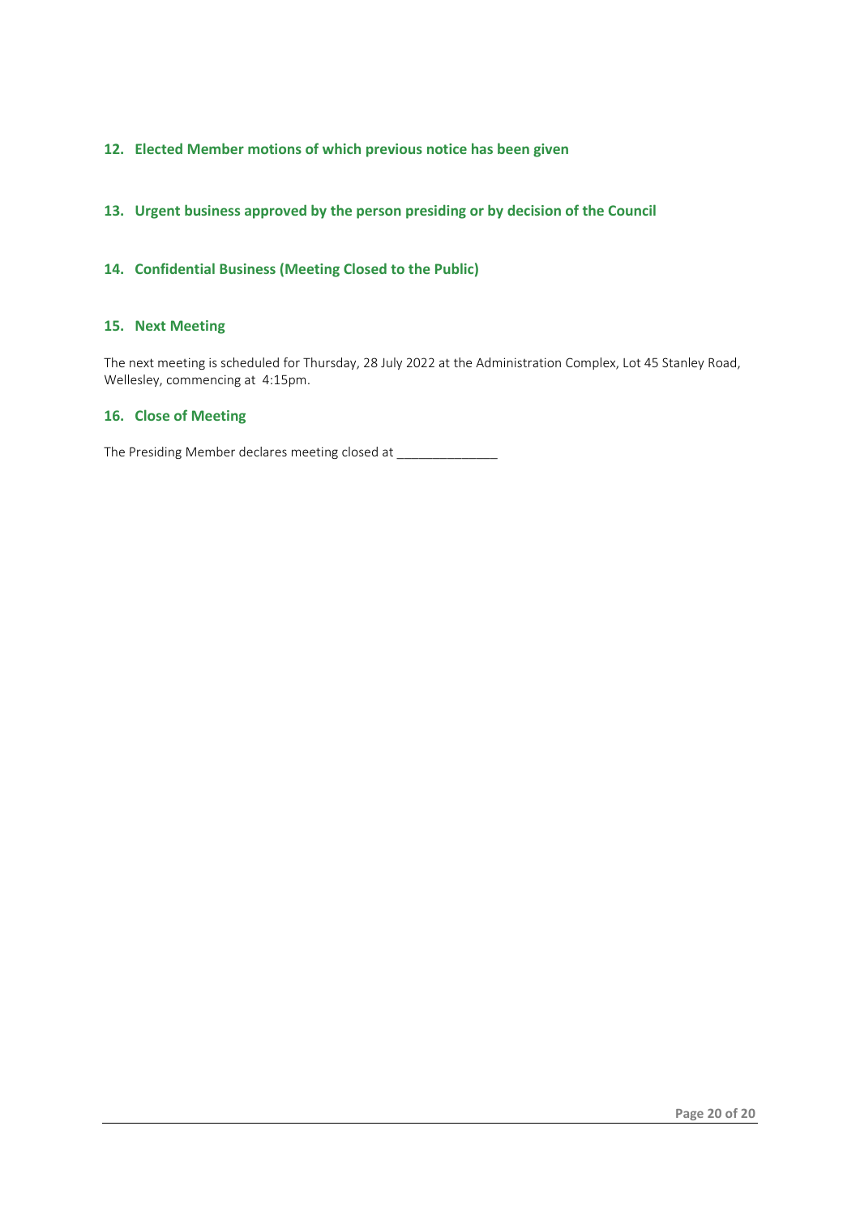## 12. Elected Member motions of which previous notice has been given

## 13. Urgent business approved by the person presiding or by decision of the Council

## 14. Confidential Business (Meeting Closed to the Public)

## 15. Next Meeting

The next meeting is scheduled for Thursday, 28 July 2022 at the Administration Complex, Lot 45 Stanley Road, Wellesley, commencing at 4:15pm.

## 16. Close of Meeting

The Presiding Member declares meeting closed at ______________